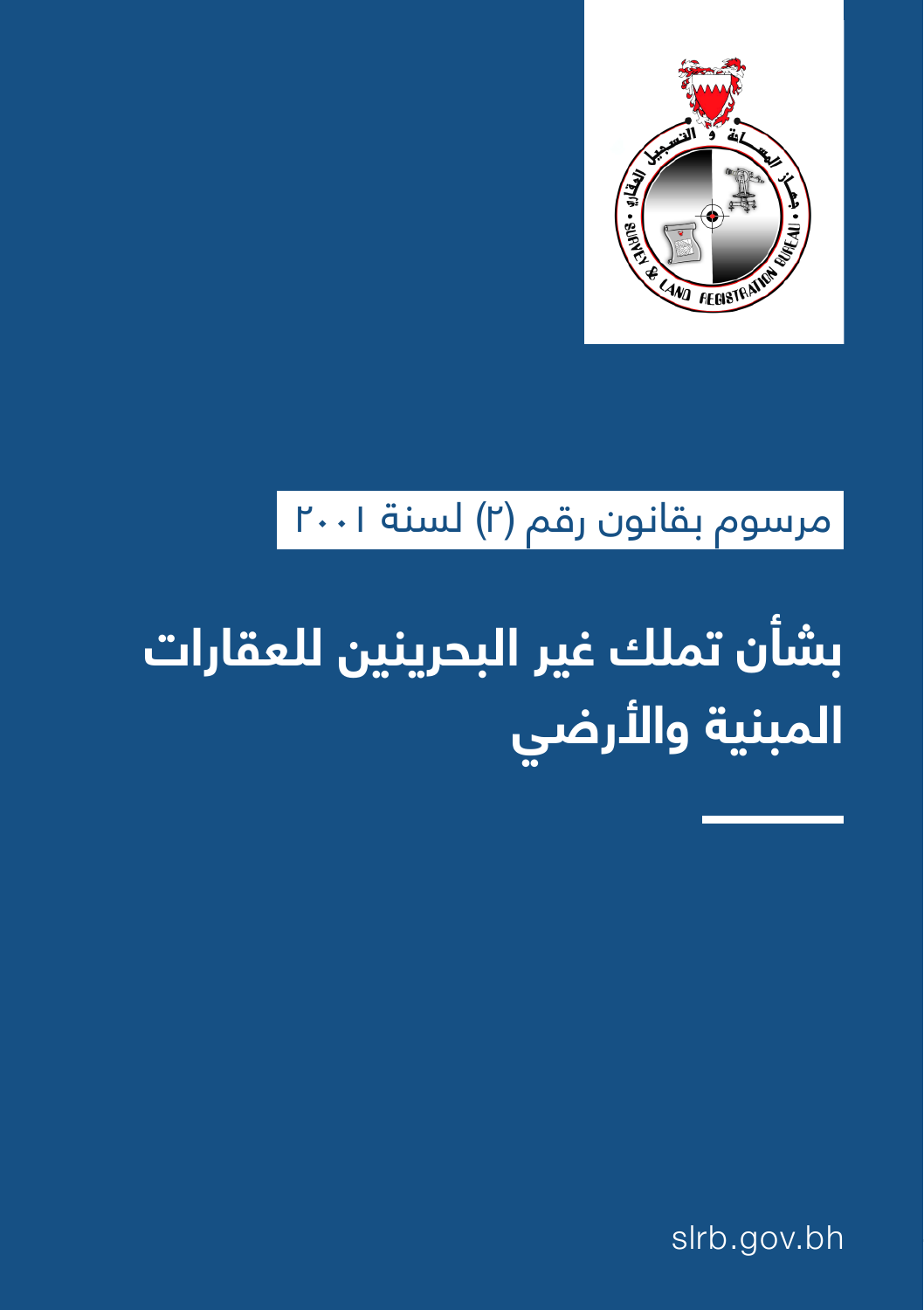مرسوم بقانون رقم (٢) لسنة ٢٠٠١

# بشأن تملك غير البحرينين للعقارات المبنية والأرضي

slrb.gov.bh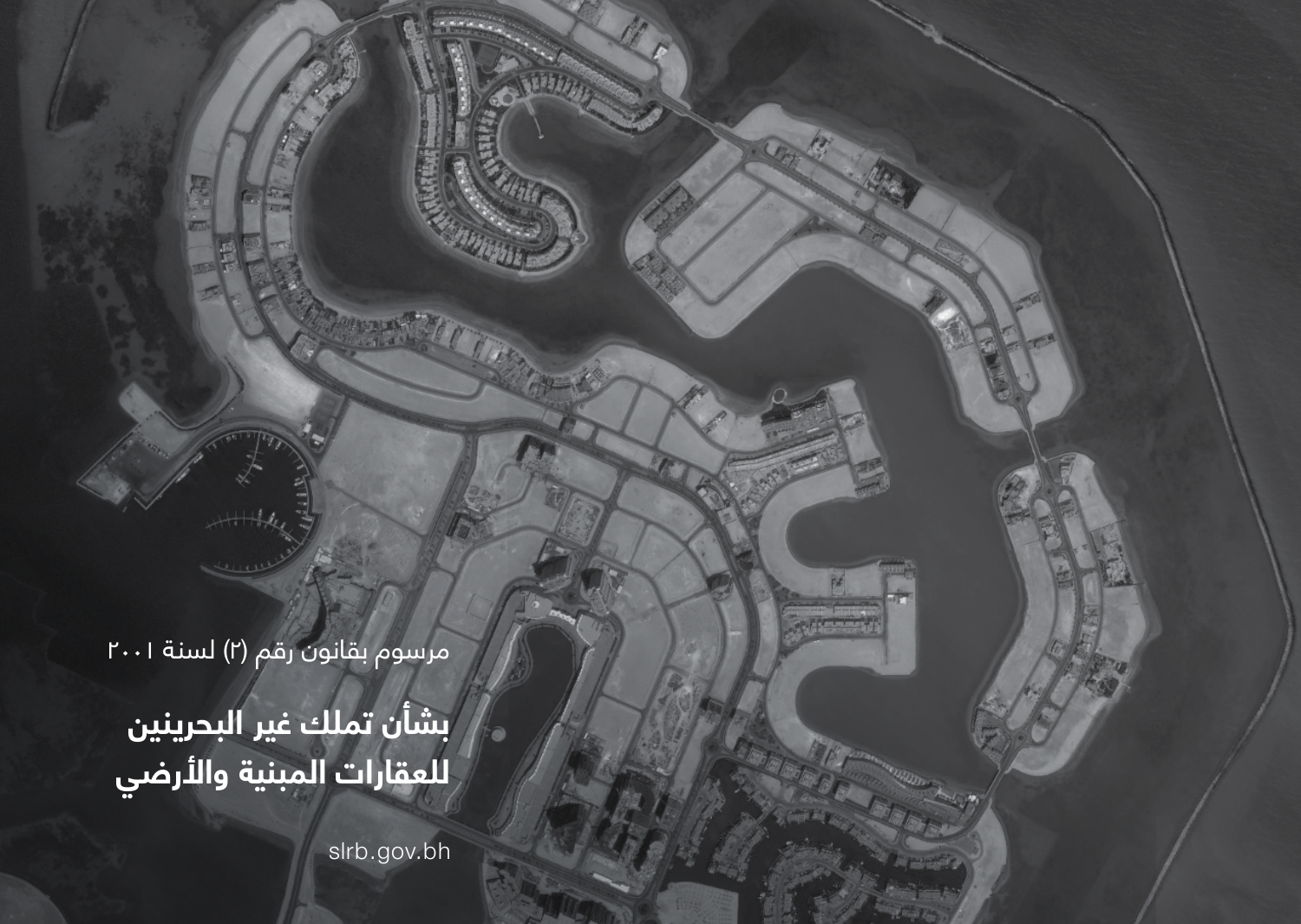مرسوم بقانون رقم (٢) لسنة ٢٠٠١

# بشأن تملك غير البحرينين للعقارات المبنية والأرضي

slrb.gov.bh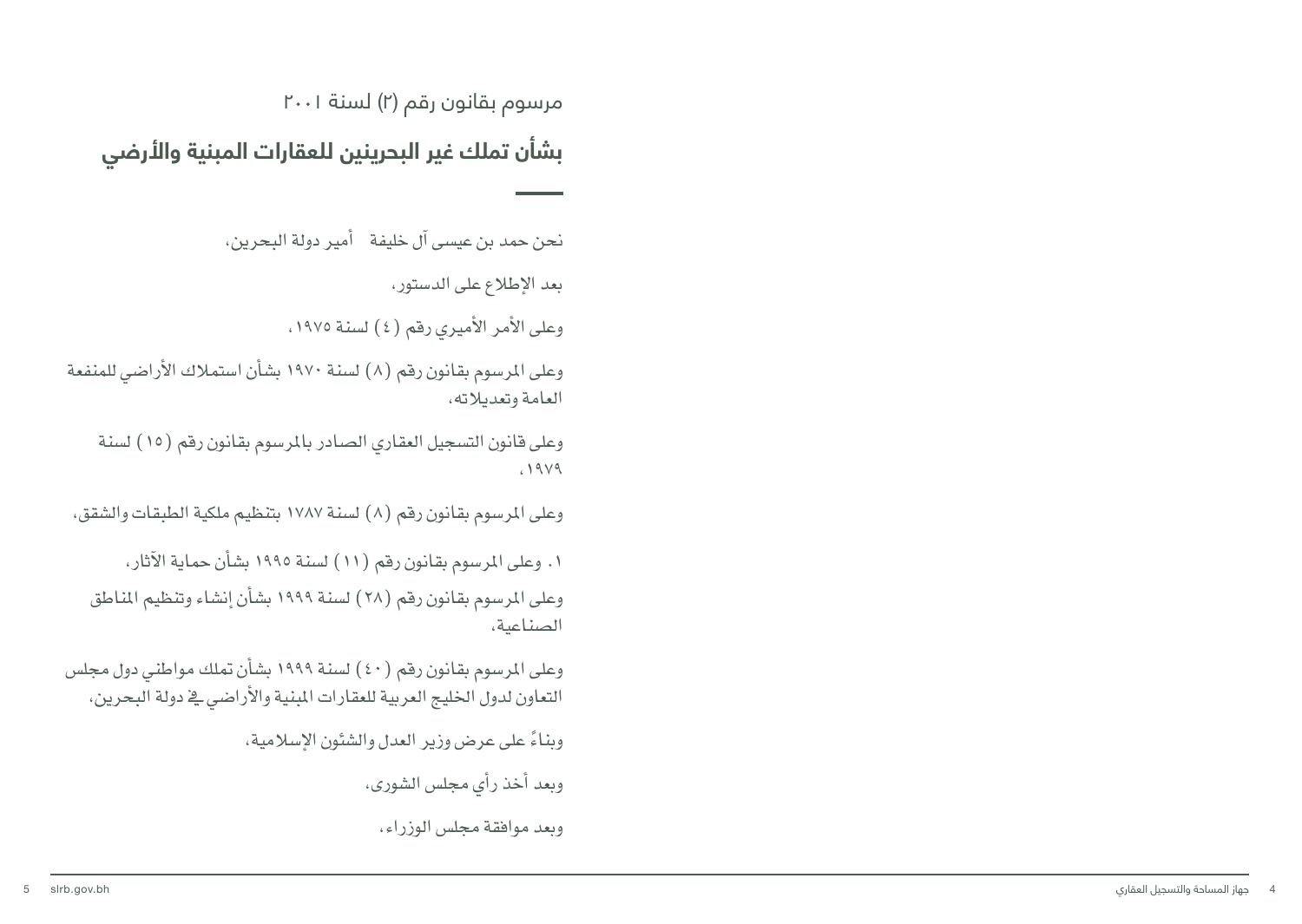مرسوم بقانون رقم (٢) لسنة ٢٠٠١

## بشأن تملك غير البحرينين للعقارات المبنية والأرضي

نحن حمد بن عيسى آل خليفة    أمير دولة البحرين،

بعد الإطلاع على الدستور،

وعلى الأمر الأميري رقم (٤) لسنة ١٩٧٥،

وعلى المرسوم بقانون رقم (٨) لسنة ١٩٧٠ بشأن استملاك الأراضي للمنفعة العامة وتعديلاته،

وعلى قانون التسجيل العقاري الصادر بالمرسوم بقانون رقم (١٥) لسنة ١٩٧٩،

وعلى المرسوم بقانون رقم (٨) لسنة ١٧٨٧ بتنظيم ملكية الطبقات والشقق،

١. وعلى المرسوم بقانون رقم (١١) لسنة ١٩٩٥ بشأن حماية الآثار،

وعلى المرسوم بقانون رقم (٢٨) لسنة ١٩٩٩ بشأن إنشاء وتنظيم المناطق الصناعية،

وعلى المرسوم بقانون رقم (٤٠) لسنة ١٩٩٩ بشأن تملك مواطني دول مجلس التعاون لدول الخليج العربية للعقارات المبنية والأراضي في دولة البحرين،

وبناءً على عرض وزير العدل والشئون الإسلامية،

وبعد أخذ رأي مجلس الشورى،

وبعد موافقة مجلس الوزراء،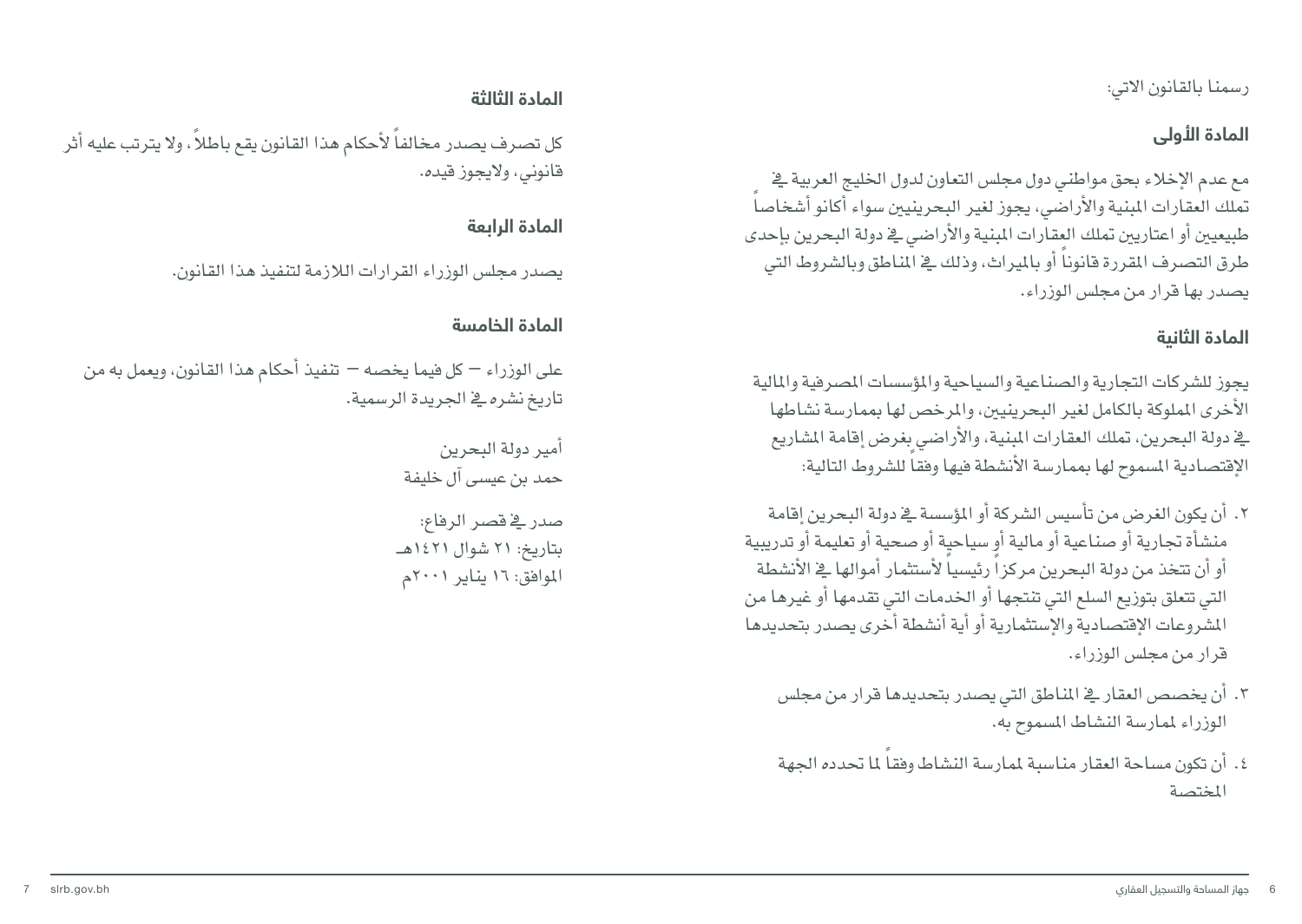رسمنا بالقانون الاتي:

### المادة الأولى

مع عدم الإخلاء بحق مواطني دول مجلس التعاون لدول الخليج العربية في تملك العقارات المبنية والأراضي، يجوز لغير البحرينيين سواء أكانو أشخاصاً طبيعيين أو اعتاريين تملك العقارات المبنية والأراضي في دولة البحرين بإحدى طرق التصرف المقررة قانوناً أو بالميراث، وذلك في المناطق وبالشروط التي يصدر بها قرار من مجلس الوزراء.

### المادة الثانية

يجوز للشركات التجارية والصناعية والسياحية والمؤسسات المصرفية والمالية الأخرى المملوكة بالكامل لغير البحرينيين، والمرخص لها بممارسة نشاطها في دولة البحرين، تملك العقارات المبنية، والأراضي بغرض إقامة المشاريع الإقتصادية المسموح لها بممارسة الأنشطة فيها وفقاً للشروط التالية:

٢. أن يكون الغرض من تأسيس الشركة أو المؤسسة في دولة البحرين إقامة منشأة تجارية أو صناعية أو مالية أو سياحية أو صحية أو تعليمة أو تدريبية أو أن تتخذ من دولة البحرين مركزاً رئيسياً لأستثمار أموالها في الأنشطة التي تتعلق بتوزيع السلع التي تنتجها أو الخدمات التي تقدمها أو غيرها من المشروعات الإقتصادية والإستثمارية أو أية أنشطة أخرى يصدر بتحديدها قرار من مجلس الوزراء.

٣. أن يخصص العقار في المناطق التي يصدر بتحديدها قرار من مجلس الوزراء لممارسة النشاط المسموح به.

٤. أن تكون مساحة العقار مناسبة لممارسة النشاط وفقاً لما تحدده الجهة المختصة

### المادة الثالثة

كل تصرف يصدر مخالفاً لأحكام هذا القانون يقع باطلاً، ولا يترتب عليه أثر قانوني، ولايجوز قيده.

### المادة الرابعة

يصدر مجلس الوزراء القرارات اللازمة لتنفيذ هذا القانون.

### المادة الخامسة

على الوزراء – كل فيما يخصه – تنفيذ أحكام هذا القانون، ويعمل به من تاريخ نشره في الجريدة الرسمية.

أمير دولة البحرين
حمد بن عيسى آل خليفة

صدر في قصر الرفاع:
بتاريخ: ٢١ شوال ١٤٢١هـ
الموافق: ١٦ يناير ٢٠٠١م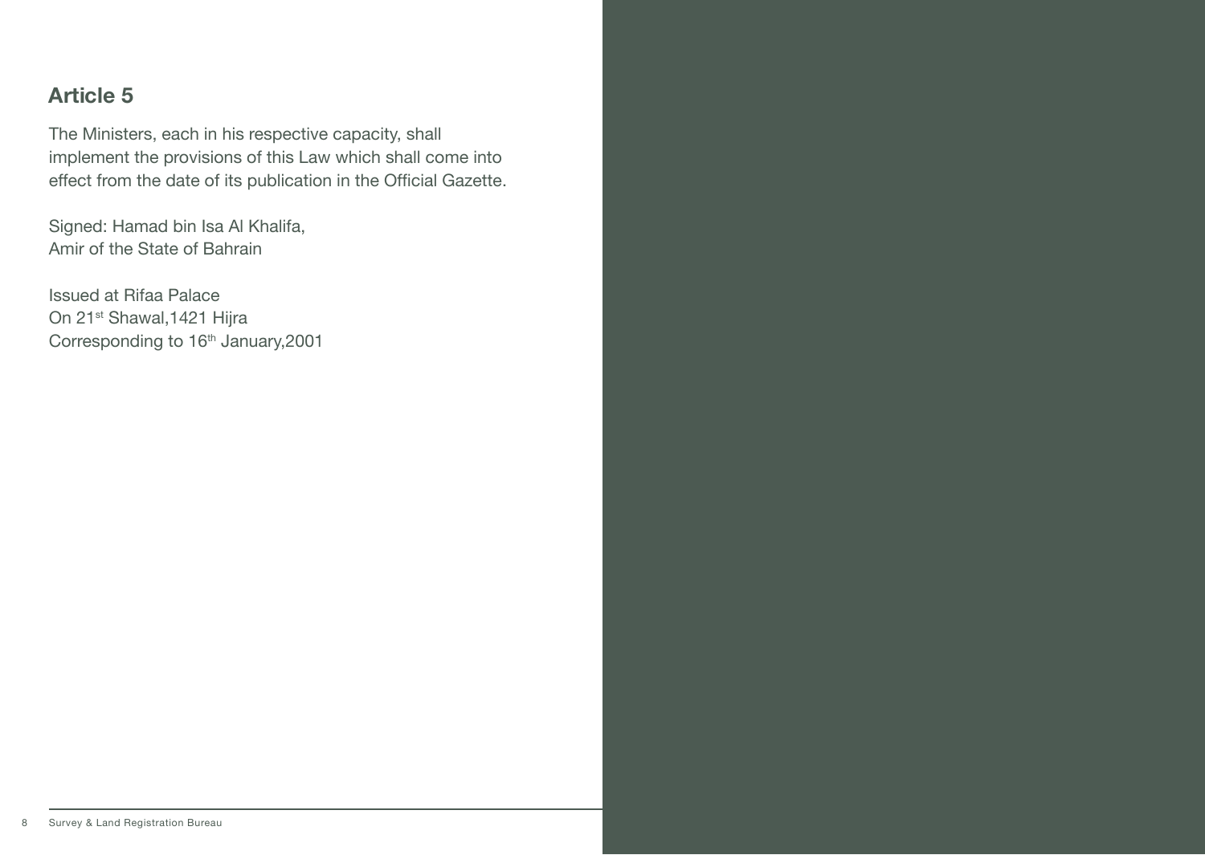## Article 5

The Ministers, each in his respective capacity, shall implement the provisions of this Law which shall come into effect from the date of its publication in the Official Gazette.

Signed: Hamad bin Isa Al Khalifa,
Amir of the State of Bahrain

Issued at Rifaa Palace
On 21st Shawal,1421 Hijra
Corresponding to 16th January,2001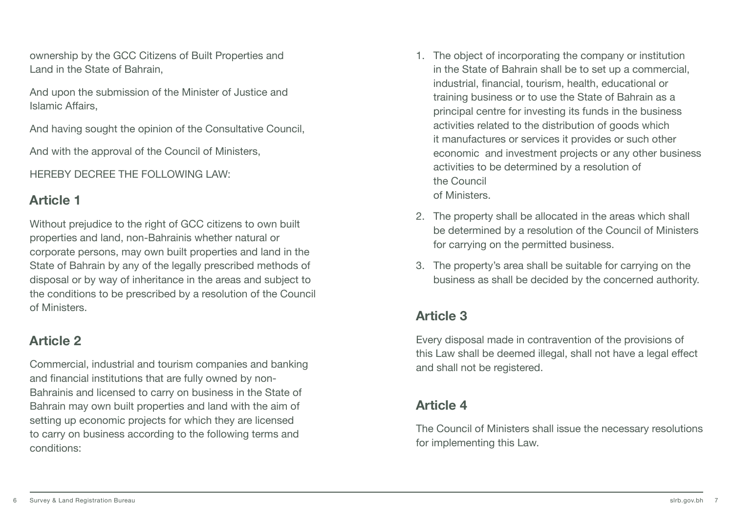ownership by the GCC Citizens of Built Properties and Land in the State of Bahrain,

And upon the submission of the Minister of Justice and Islamic Affairs,

And having sought the opinion of the Consultative Council,

And with the approval of the Council of Ministers,

HEREBY DECREE THE FOLLOWING LAW:

## Article 1

Without prejudice to the right of GCC citizens to own built properties and land, non-Bahrainis whether natural or corporate persons, may own built properties and land in the State of Bahrain by any of the legally prescribed methods of disposal or by way of inheritance in the areas and subject to the conditions to be prescribed by a resolution of the Council of Ministers.

## Article 2

Commercial, industrial and tourism companies and banking and financial institutions that are fully owned by non-Bahrainis and licensed to carry on business in the State of Bahrain may own built properties and land with the aim of setting up economic projects for which they are licensed to carry on business according to the following terms and conditions:

1. The object of incorporating the company or institution in the State of Bahrain shall be to set up a commercial, industrial, financial, tourism, health, educational or training business or to use the State of Bahrain as a principal centre for investing its funds in the business activities related to the distribution of goods which it manufactures or services it provides or such other economic and investment projects or any other business activities to be determined by a resolution of the Council of Ministers.
2. The property shall be allocated in the areas which shall be determined by a resolution of the Council of Ministers for carrying on the permitted business.
3. The property's area shall be suitable for carrying on the business as shall be decided by the concerned authority.

## Article 3

Every disposal made in contravention of the provisions of this Law shall be deemed illegal, shall not have a legal effect and shall not be registered.

## Article 4

The Council of Ministers shall issue the necessary resolutions for implementing this Law.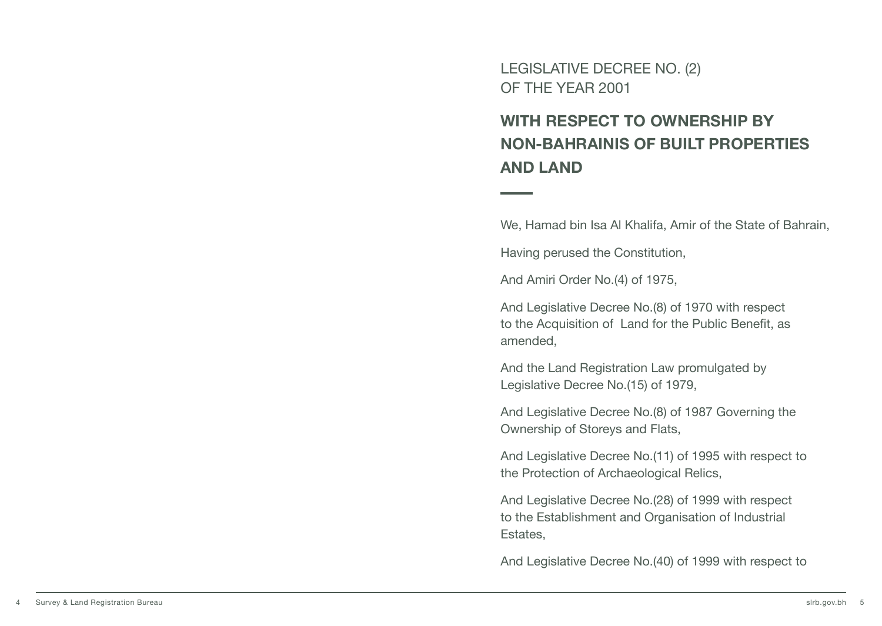# LEGISLATIVE DECREE NO. (2) OF THE YEAR 2001

## WITH RESPECT TO OWNERSHIP BY NON-BAHRAINIS OF BUILT PROPERTIES AND LAND

We, Hamad bin Isa Al Khalifa, Amir of the State of Bahrain,

Having perused the Constitution,

And Amiri Order No.(4) of 1975,

And Legislative Decree No.(8) of 1970 with respect to the Acquisition of Land for the Public Benefit, as amended,

And the Land Registration Law promulgated by Legislative Decree No.(15) of 1979,

And Legislative Decree No.(8) of 1987 Governing the Ownership of Storeys and Flats,

And Legislative Decree No.(11) of 1995 with respect to the Protection of Archaeological Relics,

And Legislative Decree No.(28) of 1999 with respect to the Establishment and Organisation of Industrial Estates,

And Legislative Decree No.(40) of 1999 with respect to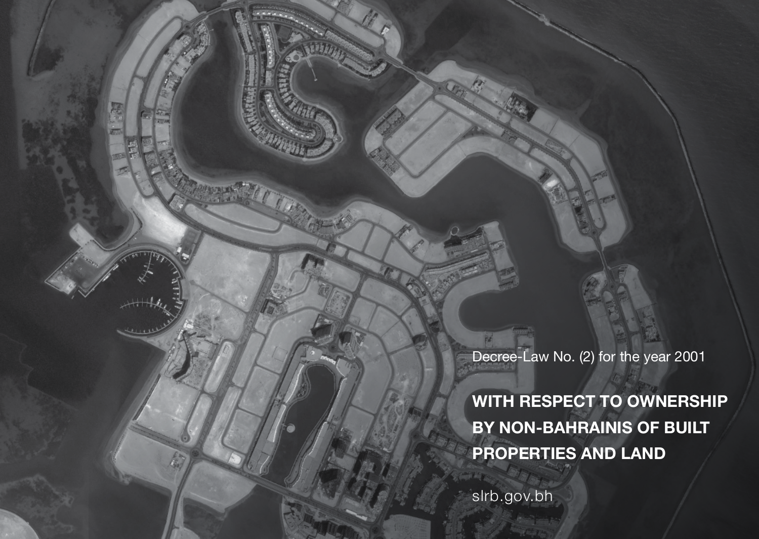Decree-Law No. (2) for the year 2001

**WITH RESPECT TO OWNERSHIP BY NON-BAHRAINIS OF BUILT PROPERTIES AND LAND**

slrb.gov.bh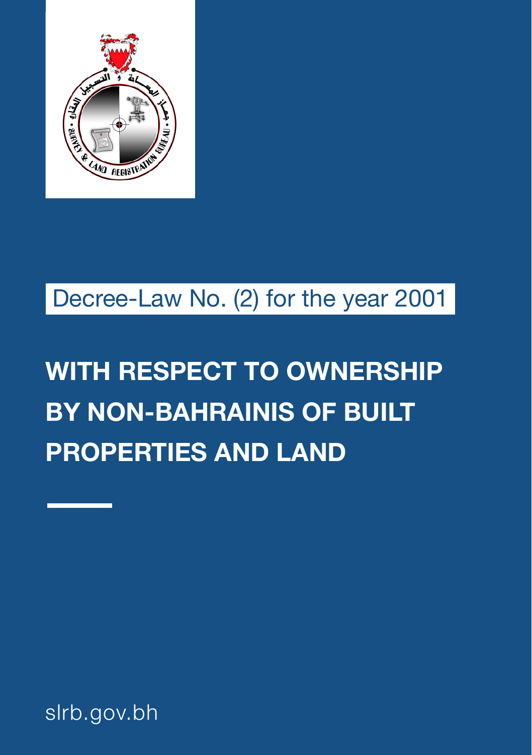Decree-Law No. (2) for the year 2001

# WITH RESPECT TO OWNERSHIP BY NON-BAHRAINIS OF BUILT PROPERTIES AND LAND

slrb.gov.bh